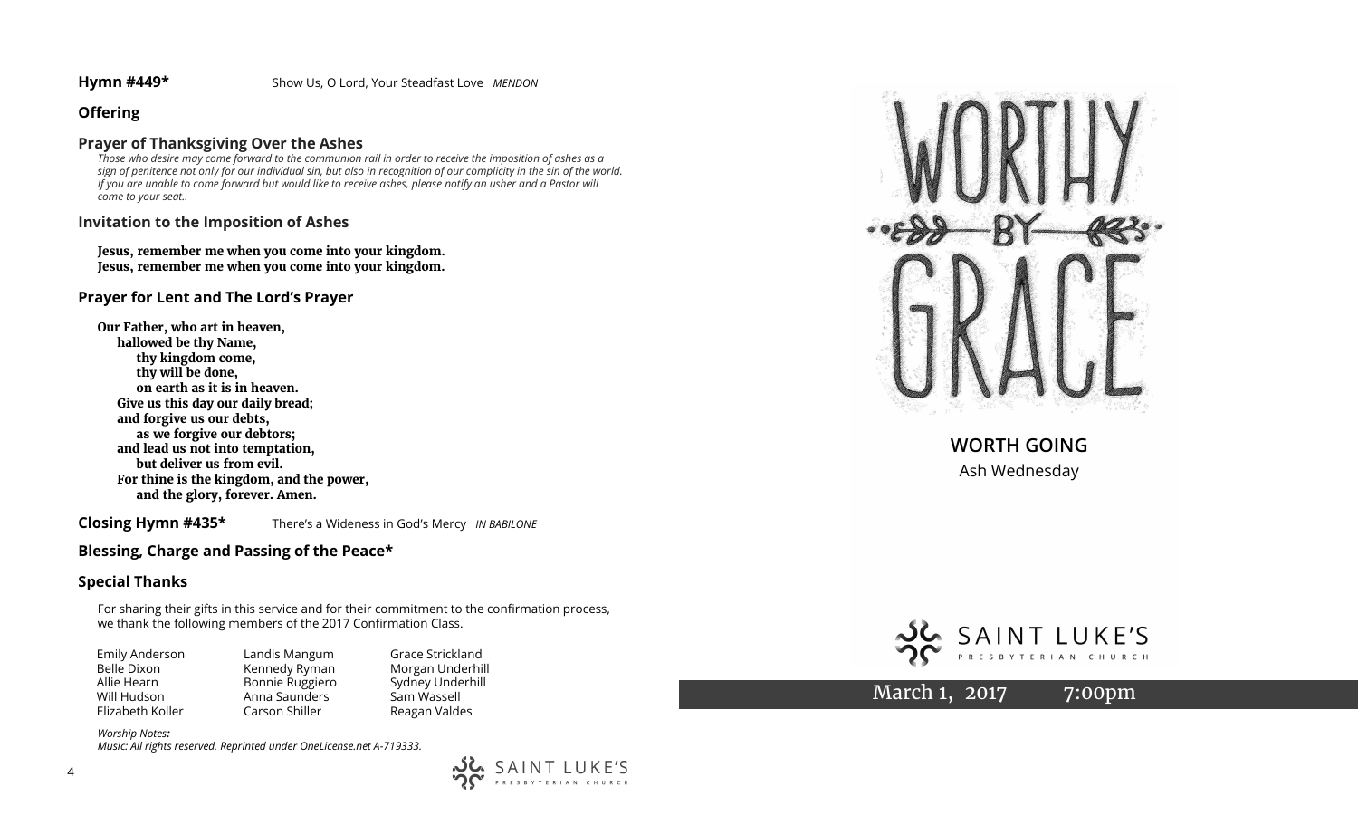**Hymn #449*** Show Us, O Lord, Your Steadfast Love *MENDON*

## Offering

## Prayer of Thanksgiving Over the Ashes

*Those who desire may come forward to the communion rail in order to receive the imposition of ashes as a sign of penitence not only for our individual sin, but also in recognition of our complicity in the sin of the world. If you are unable to come forward but would like to receive ashes, please notify an usher and a Pastor will come to your seat..*

## Invitation to the Imposition of Ashes

**Jesus, remember me when you come into your kingdom.**
**Jesus, remember me when you come into your kingdom.**

## Prayer for Lent and The Lord's Prayer

**Our Father, who art in heaven,**
**hallowed be thy Name,**
**thy kingdom come,**
**thy will be done,**
**on earth as it is in heaven.**
**Give us this day our daily bread;**
**and forgive us our debts,**
**as we forgive our debtors;**
**and lead us not into temptation,**
**but deliver us from evil.**
**For thine is the kingdom, and the power,**
**and the glory, forever. Amen.**

**Closing Hymn #435*** There's a Wideness in God's Mercy *IN BABILONE*

## Blessing, Charge and Passing of the Peace*

## Special Thanks

For sharing their gifts in this service and for their commitment to the confirmation process, we thank the following members of the 2017 Confirmation Class.

| | | |
|---|---|---|
| Emily Anderson | Landis Mangum | Grace Strickland |
| Belle Dixon | Kennedy Ryman | Morgan Underhill |
| Allie Hearn | Bonnie Ruggiero | Sydney Underhill |
| Will Hudson | Anna Saunders | Sam Wassell |
| Elizabeth Koller | Carson Shiller | Reagan Valdes |

*Worship Notes:*
*Music: All rights reserved. Reprinted under OneLicense.net A-719333.*

SAINT LUKE'S PRESBYTERIAN CHURCH

# WORTHY BY GRACE

## WORTH GOING

Ash Wednesday

SAINT LUKE'S PRESBYTERIAN CHURCH

March 1, 2017 7:00pm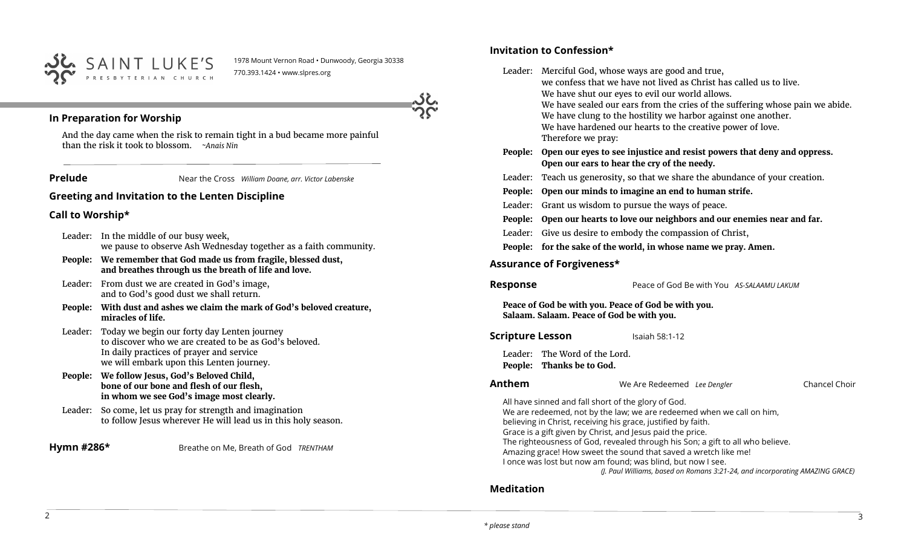SAINT LUKE'S
PRESBYTERIAN CHURCH

1978 Mount Vernon Road • Dunwoody, Georgia 30338
770.393.1424 • www.slpres.org

## In Preparation for Worship

And the day came when the risk to remain tight in a bud became more painful than the risk it took to blossom. *~Anais Nin*

---

**Prelude** Near the Cross *William Doane, arr. Victor Labenske*

## Greeting and Invitation to the Lenten Discipline

## Call to Worship*

Leader: In the middle of our busy week,
we pause to observe Ash Wednesday together as a faith community.

**People: We remember that God made us from fragile, blessed dust,
and breathes through us the breath of life and love.**

Leader: From dust we are created in God's image,
and to God's good dust we shall return.

**People: With dust and ashes we claim the mark of God's beloved creature,
miracles of life.**

Leader: Today we begin our forty day Lenten journey
to discover who we are created to be as God's beloved.
In daily practices of prayer and service
we will embark upon this Lenten journey.

**People: We follow Jesus, God's Beloved Child,
bone of our bone and flesh of our flesh,
in whom we see God's image most clearly.**

Leader: So come, let us pray for strength and imagination
to follow Jesus wherever He will lead us in this holy season.

**Hymn #286*** Breathe on Me, Breath of God *TRENTHAM*

## Invitation to Confession*

Leader: Merciful God, whose ways are good and true,
we confess that we have not lived as Christ has called us to live.
We have shut our eyes to evil our world allows.
We have sealed our ears from the cries of the suffering whose pain we abide.
We have clung to the hostility we harbor against one another.
We have hardened our hearts to the creative power of love.
Therefore we pray:

**People: Open our eyes to see injustice and resist powers that deny and oppress.
Open our ears to hear the cry of the needy.**

Leader: Teach us generosity, so that we share the abundance of your creation.

**People: Open our minds to imagine an end to human strife.**

Leader: Grant us wisdom to pursue the ways of peace.

**People: Open our hearts to love our neighbors and our enemies near and far.**

Leader: Give us desire to embody the compassion of Christ,

**People: for the sake of the world, in whose name we pray. Amen.**

## Assurance of Forgiveness*

**Response** Peace of God Be with You *AS-SALAAMU LAKUM*

**Peace of God be with you. Peace of God be with you.
Salaam. Salaam. Peace of God be with you.**

**Scripture Lesson** Isaiah 58:1-12

Leader: The Word of the Lord.
**People: Thanks be to God.**

**Anthem** We Are Redeemed *Lee Dengler* Chancel Choir

All have sinned and fall short of the glory of God.
We are redeemed, not by the law; we are redeemed when we call on him,
believing in Christ, receiving his grace, justified by faith.
Grace is a gift given by Christ, and Jesus paid the price.
The righteousness of God, revealed through his Son; a gift to all who believe.
Amazing grace! How sweet the sound that saved a wretch like me!
I once was lost but now am found; was blind, but now I see.
*(J. Paul Williams, based on Romans 3:21-24, and incorporating AMAZING GRACE)*

## Meditation

*\* please stand*